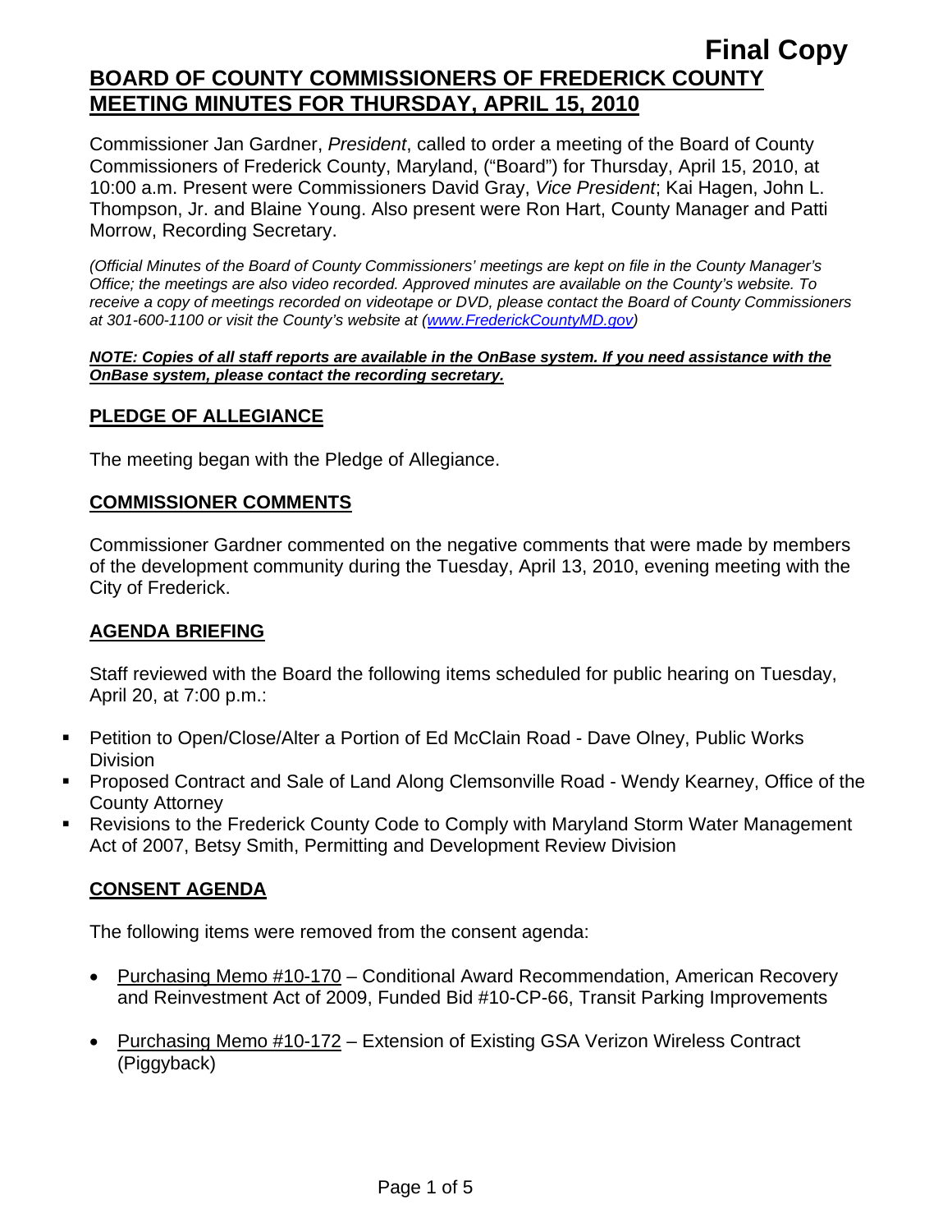**Final Copy**

# BOARD OF COUNTY COMMISSIONERS OF FREDERICK COUNTY MEETING MINUTES FOR THURSDAY, APRIL 15, 2010

Commissioner Jan Gardner, *President*, called to order a meeting of the Board of County Commissioners of Frederick County, Maryland, ("Board") for Thursday, April 15, 2010, at 10:00 a.m. Present were Commissioners David Gray, *Vice President*; Kai Hagen, John L. Thompson, Jr. and Blaine Young. Also present were Ron Hart, County Manager and Patti Morrow, Recording Secretary.

*(Official Minutes of the Board of County Commissioners' meetings are kept on file in the County Manager's Office; the meetings are also video recorded. Approved minutes are available on the County's website. To receive a copy of meetings recorded on videotape or DVD, please contact the Board of County Commissioners at 301-600-1100 or visit the County's website at (www.FrederickCountyMD.gov)*

***NOTE: Copies of all staff reports are available in the OnBase system. If you need assistance with the OnBase system, please contact the recording secretary.***

## PLEDGE OF ALLEGIANCE

The meeting began with the Pledge of Allegiance.

## COMMISSIONER COMMENTS

Commissioner Gardner commented on the negative comments that were made by members of the development community during the Tuesday, April 13, 2010, evening meeting with the City of Frederick.

## AGENDA BRIEFING

Staff reviewed with the Board the following items scheduled for public hearing on Tuesday, April 20, at 7:00 p.m.:

- Petition to Open/Close/Alter a Portion of Ed McClain Road - Dave Olney, Public Works Division
- Proposed Contract and Sale of Land Along Clemsonville Road - Wendy Kearney, Office of the County Attorney
- Revisions to the Frederick County Code to Comply with Maryland Storm Water Management Act of 2007, Betsy Smith, Permitting and Development Review Division

## CONSENT AGENDA

The following items were removed from the consent agenda:

- Purchasing Memo #10-170 – Conditional Award Recommendation, American Recovery and Reinvestment Act of 2009, Funded Bid #10-CP-66, Transit Parking Improvements
- Purchasing Memo #10-172 – Extension of Existing GSA Verizon Wireless Contract (Piggyback)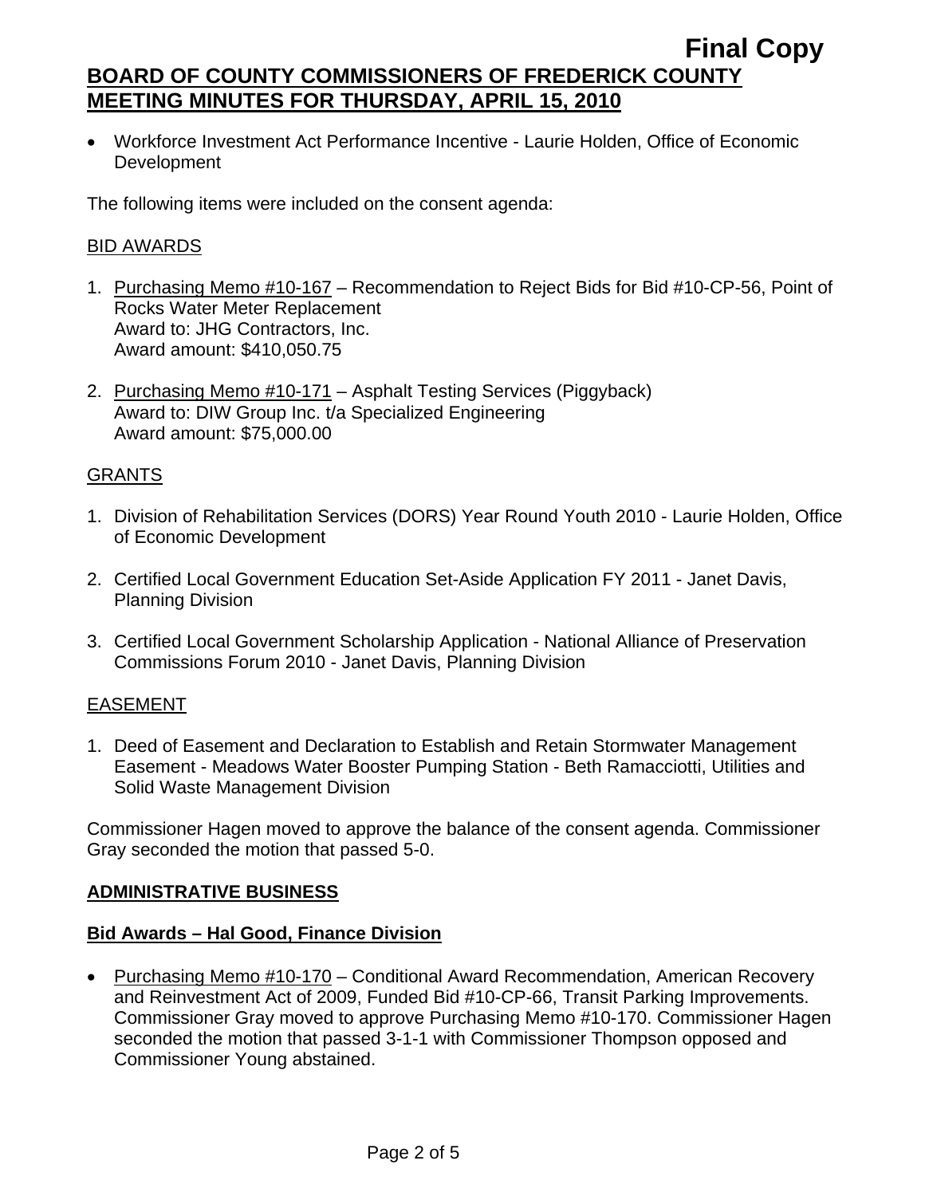- Workforce Investment Act Performance Incentive - Laurie Holden, Office of Economic Development

The following items were included on the consent agenda:

BID AWARDS

1. Purchasing Memo #10-167 – Recommendation to Reject Bids for Bid #10-CP-56, Point of Rocks Water Meter Replacement
   Award to: JHG Contractors, Inc.
   Award amount: $410,050.75

2. Purchasing Memo #10-171 – Asphalt Testing Services (Piggyback)
   Award to: DIW Group Inc. t/a Specialized Engineering
   Award amount: $75,000.00

GRANTS

1. Division of Rehabilitation Services (DORS) Year Round Youth 2010 - Laurie Holden, Office of Economic Development

2. Certified Local Government Education Set-Aside Application FY 2011 - Janet Davis, Planning Division

3. Certified Local Government Scholarship Application - National Alliance of Preservation Commissions Forum 2010 - Janet Davis, Planning Division

EASEMENT

1. Deed of Easement and Declaration to Establish and Retain Stormwater Management Easement - Meadows Water Booster Pumping Station - Beth Ramacciotti, Utilities and Solid Waste Management Division

Commissioner Hagen moved to approve the balance of the consent agenda. Commissioner Gray seconded the motion that passed 5-0.

## ADMINISTRATIVE BUSINESS

### Bid Awards – Hal Good, Finance Division

- Purchasing Memo #10-170 – Conditional Award Recommendation, American Recovery and Reinvestment Act of 2009, Funded Bid #10-CP-66, Transit Parking Improvements. Commissioner Gray moved to approve Purchasing Memo #10-170. Commissioner Hagen seconded the motion that passed 3-1-1 with Commissioner Thompson opposed and Commissioner Young abstained.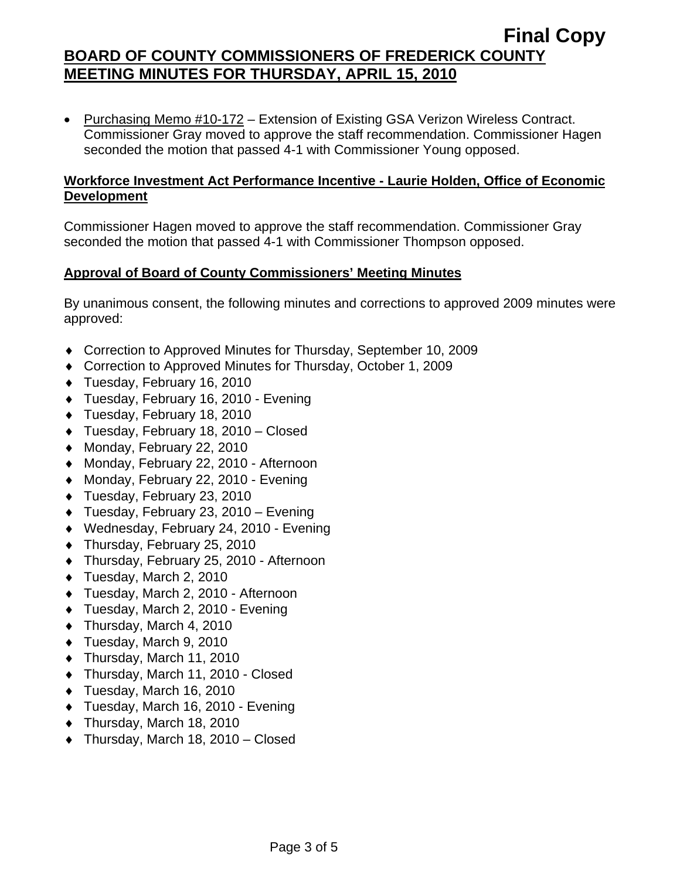- Purchasing Memo #10-172 – Extension of Existing GSA Verizon Wireless Contract. Commissioner Gray moved to approve the staff recommendation. Commissioner Hagen seconded the motion that passed 4-1 with Commissioner Young opposed.

**Workforce Investment Act Performance Incentive - Laurie Holden, Office of Economic Development**

Commissioner Hagen moved to approve the staff recommendation. Commissioner Gray seconded the motion that passed 4-1 with Commissioner Thompson opposed.

**Approval of Board of County Commissioners' Meeting Minutes**

By unanimous consent, the following minutes and corrections to approved 2009 minutes were approved:

- Correction to Approved Minutes for Thursday, September 10, 2009
- Correction to Approved Minutes for Thursday, October 1, 2009
- Tuesday, February 16, 2010
- Tuesday, February 16, 2010 - Evening
- Tuesday, February 18, 2010
- Tuesday, February 18, 2010 – Closed
- Monday, February 22, 2010
- Monday, February 22, 2010 - Afternoon
- Monday, February 22, 2010 - Evening
- Tuesday, February 23, 2010
- Tuesday, February 23, 2010 – Evening
- Wednesday, February 24, 2010 - Evening
- Thursday, February 25, 2010
- Thursday, February 25, 2010 - Afternoon
- Tuesday, March 2, 2010
- Tuesday, March 2, 2010 - Afternoon
- Tuesday, March 2, 2010 - Evening
- Thursday, March 4, 2010
- Tuesday, March 9, 2010
- Thursday, March 11, 2010
- Thursday, March 11, 2010 - Closed
- Tuesday, March 16, 2010
- Tuesday, March 16, 2010 - Evening
- Thursday, March 18, 2010
- Thursday, March 18, 2010 – Closed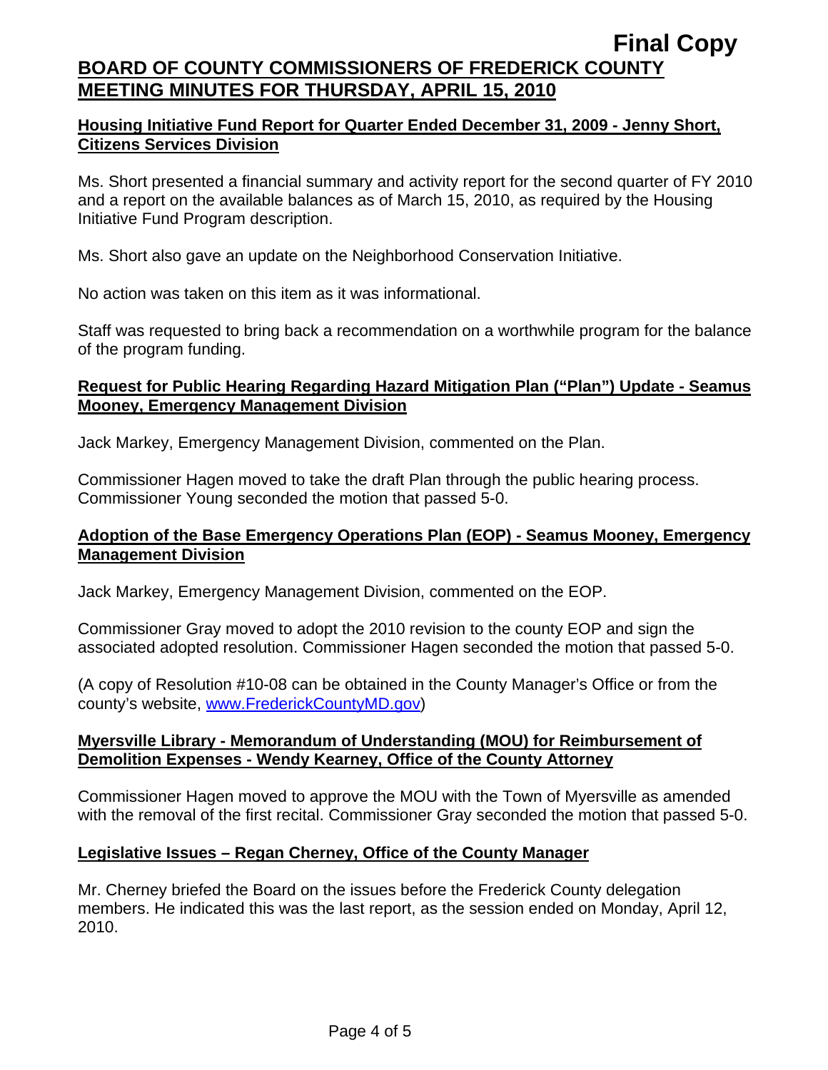### Housing Initiative Fund Report for Quarter Ended December 31, 2009 - Jenny Short, Citizens Services Division

Ms. Short presented a financial summary and activity report for the second quarter of FY 2010 and a report on the available balances as of March 15, 2010, as required by the Housing Initiative Fund Program description.

Ms. Short also gave an update on the Neighborhood Conservation Initiative.

No action was taken on this item as it was informational.

Staff was requested to bring back a recommendation on a worthwhile program for the balance of the program funding.

### Request for Public Hearing Regarding Hazard Mitigation Plan ("Plan") Update - Seamus Mooney, Emergency Management Division

Jack Markey, Emergency Management Division, commented on the Plan.

Commissioner Hagen moved to take the draft Plan through the public hearing process. Commissioner Young seconded the motion that passed 5-0.

### Adoption of the Base Emergency Operations Plan (EOP) - Seamus Mooney, Emergency Management Division

Jack Markey, Emergency Management Division, commented on the EOP.

Commissioner Gray moved to adopt the 2010 revision to the county EOP and sign the associated adopted resolution. Commissioner Hagen seconded the motion that passed 5-0.

(A copy of Resolution #10-08 can be obtained in the County Manager's Office or from the county's website, www.FrederickCountyMD.gov)

### Myersville Library - Memorandum of Understanding (MOU) for Reimbursement of Demolition Expenses - Wendy Kearney, Office of the County Attorney

Commissioner Hagen moved to approve the MOU with the Town of Myersville as amended with the removal of the first recital. Commissioner Gray seconded the motion that passed 5-0.

### Legislative Issues – Regan Cherney, Office of the County Manager

Mr. Cherney briefed the Board on the issues before the Frederick County delegation members. He indicated this was the last report, as the session ended on Monday, April 12, 2010.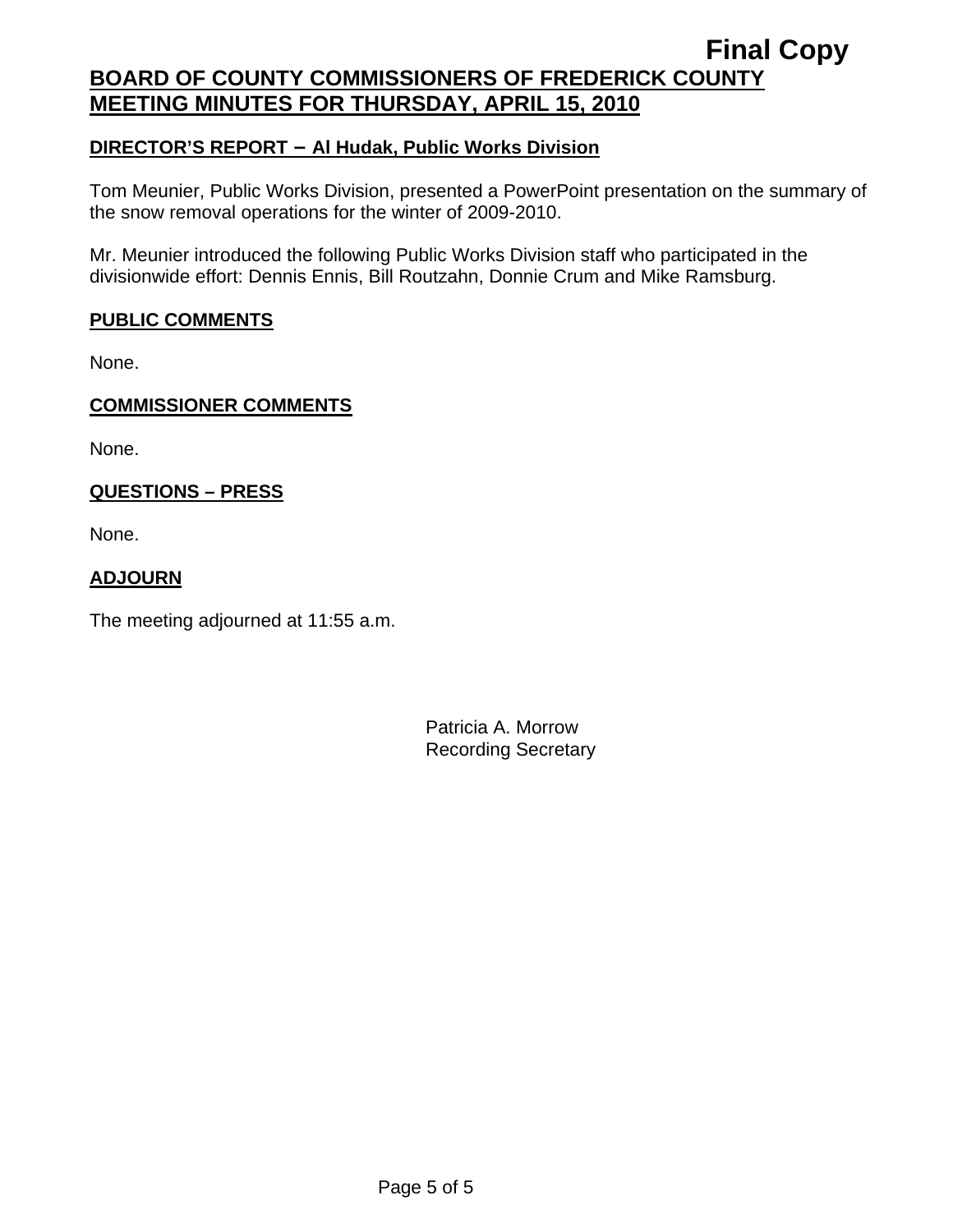**Final Copy**

# BOARD OF COUNTY COMMISSIONERS OF FREDERICK COUNTY
# MEETING MINUTES FOR THURSDAY, APRIL 15, 2010

## DIRECTOR'S REPORT – Al Hudak, Public Works Division

Tom Meunier, Public Works Division, presented a PowerPoint presentation on the summary of the snow removal operations for the winter of 2009-2010.

Mr. Meunier introduced the following Public Works Division staff who participated in the divisionwide effort: Dennis Ennis, Bill Routzahn, Donnie Crum and Mike Ramsburg.

## PUBLIC COMMENTS

None.

## COMMISSIONER COMMENTS

None.

## QUESTIONS – PRESS

None.

## ADJOURN

The meeting adjourned at 11:55 a.m.

Patricia A. Morrow
Recording Secretary